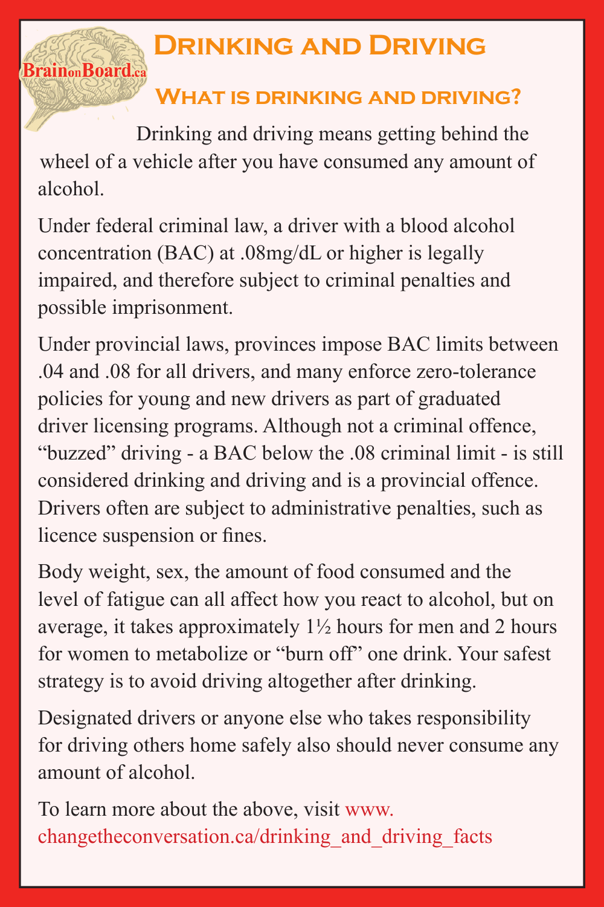BrainonBoard.ca

# Drinking and Driving

## What is drinking and driving?

Drinking and driving means getting behind the wheel of a vehicle after you have consumed any amount of alcohol.

Under federal criminal law, a driver with a blood alcohol concentration (BAC) at .08mg/dL or higher is legally impaired, and therefore subject to criminal penalties and possible imprisonment.

Under provincial laws, provinces impose BAC limits between .04 and .08 for all drivers, and many enforce zero-tolerance policies for young and new drivers as part of graduated driver licensing programs. Although not a criminal offence, "buzzed" driving - a BAC below the .08 criminal limit - is still considered drinking and driving and is a provincial offence. Drivers often are subject to administrative penalties, such as licence suspension or fines.

Body weight, sex, the amount of food consumed and the level of fatigue can all affect how you react to alcohol, but on average, it takes approximately 1½ hours for men and 2 hours for women to metabolize or "burn off" one drink. Your safest strategy is to avoid driving altogether after drinking.

Designated drivers or anyone else who takes responsibility for driving others home safely also should never consume any amount of alcohol.

To learn more about the above, visit www.changetheconversation.ca/drinking_and_driving_facts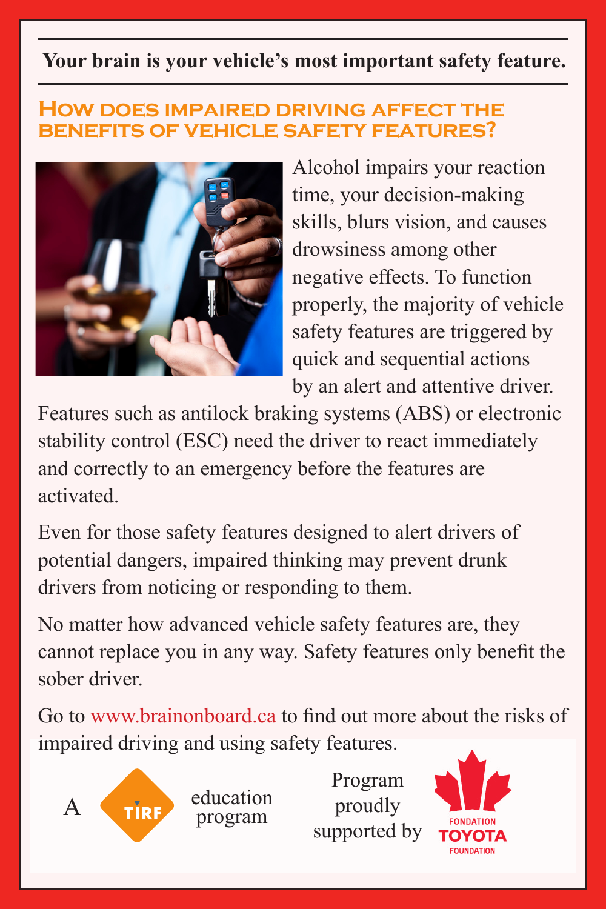**Your brain is your vehicle's most important safety feature.**

## How does impaired driving affect the benefits of vehicle safety features?

Alcohol impairs your reaction time, your decision-making skills, blurs vision, and causes drowsiness among other negative effects. To function properly, the majority of vehicle safety features are triggered by quick and sequential actions by an alert and attentive driver.

Features such as antilock braking systems (ABS) or electronic stability control (ESC) need the driver to react immediately and correctly to an emergency before the features are activated.

Even for those safety features designed to alert drivers of potential dangers, impaired thinking may prevent drunk drivers from noticing or responding to them.

No matter how advanced vehicle safety features are, they cannot replace you in any way. Safety features only benefit the sober driver.

Go to www.brainonboard.ca to find out more about the risks of impaired driving and using safety features.

A TIRF education program

Program proudly supported by FONDATION TOYOTA FOUNDATION